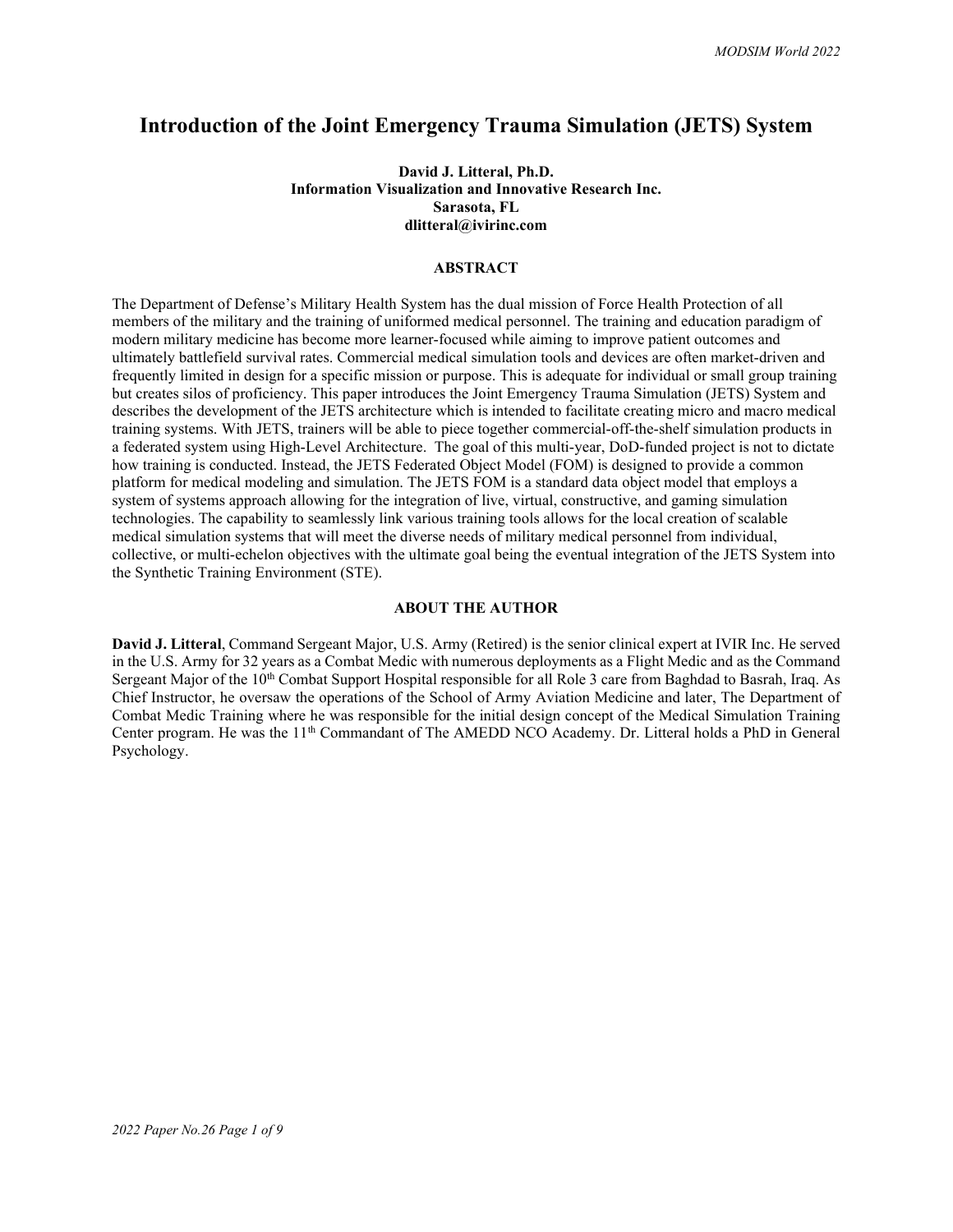# Introduction of the Joint Emergency Trauma Simulation (JETS) System

**David J. Litteral, Ph.D.**
**Information Visualization and Innovative Research Inc.**
**Sarasota, FL**
**dlitteral@ivirinc.com**

## ABSTRACT

The Department of Defense's Military Health System has the dual mission of Force Health Protection of all members of the military and the training of uniformed medical personnel. The training and education paradigm of modern military medicine has become more learner-focused while aiming to improve patient outcomes and ultimately battlefield survival rates. Commercial medical simulation tools and devices are often market-driven and frequently limited in design for a specific mission or purpose. This is adequate for individual or small group training but creates silos of proficiency. This paper introduces the Joint Emergency Trauma Simulation (JETS) System and describes the development of the JETS architecture which is intended to facilitate creating micro and macro medical training systems. With JETS, trainers will be able to piece together commercial-off-the-shelf simulation products in a federated system using High-Level Architecture. The goal of this multi-year, DoD-funded project is not to dictate how training is conducted. Instead, the JETS Federated Object Model (FOM) is designed to provide a common platform for medical modeling and simulation. The JETS FOM is a standard data object model that employs a system of systems approach allowing for the integration of live, virtual, constructive, and gaming simulation technologies. The capability to seamlessly link various training tools allows for the local creation of scalable medical simulation systems that will meet the diverse needs of military medical personnel from individual, collective, or multi-echelon objectives with the ultimate goal being the eventual integration of the JETS System into the Synthetic Training Environment (STE).

## ABOUT THE AUTHOR

**David J. Litteral**, Command Sergeant Major, U.S. Army (Retired) is the senior clinical expert at IVIR Inc. He served in the U.S. Army for 32 years as a Combat Medic with numerous deployments as a Flight Medic and as the Command Sergeant Major of the 10th Combat Support Hospital responsible for all Role 3 care from Baghdad to Basrah, Iraq. As Chief Instructor, he oversaw the operations of the School of Army Aviation Medicine and later, The Department of Combat Medic Training where he was responsible for the initial design concept of the Medical Simulation Training Center program. He was the 11th Commandant of The AMEDD NCO Academy. Dr. Litteral holds a PhD in General Psychology.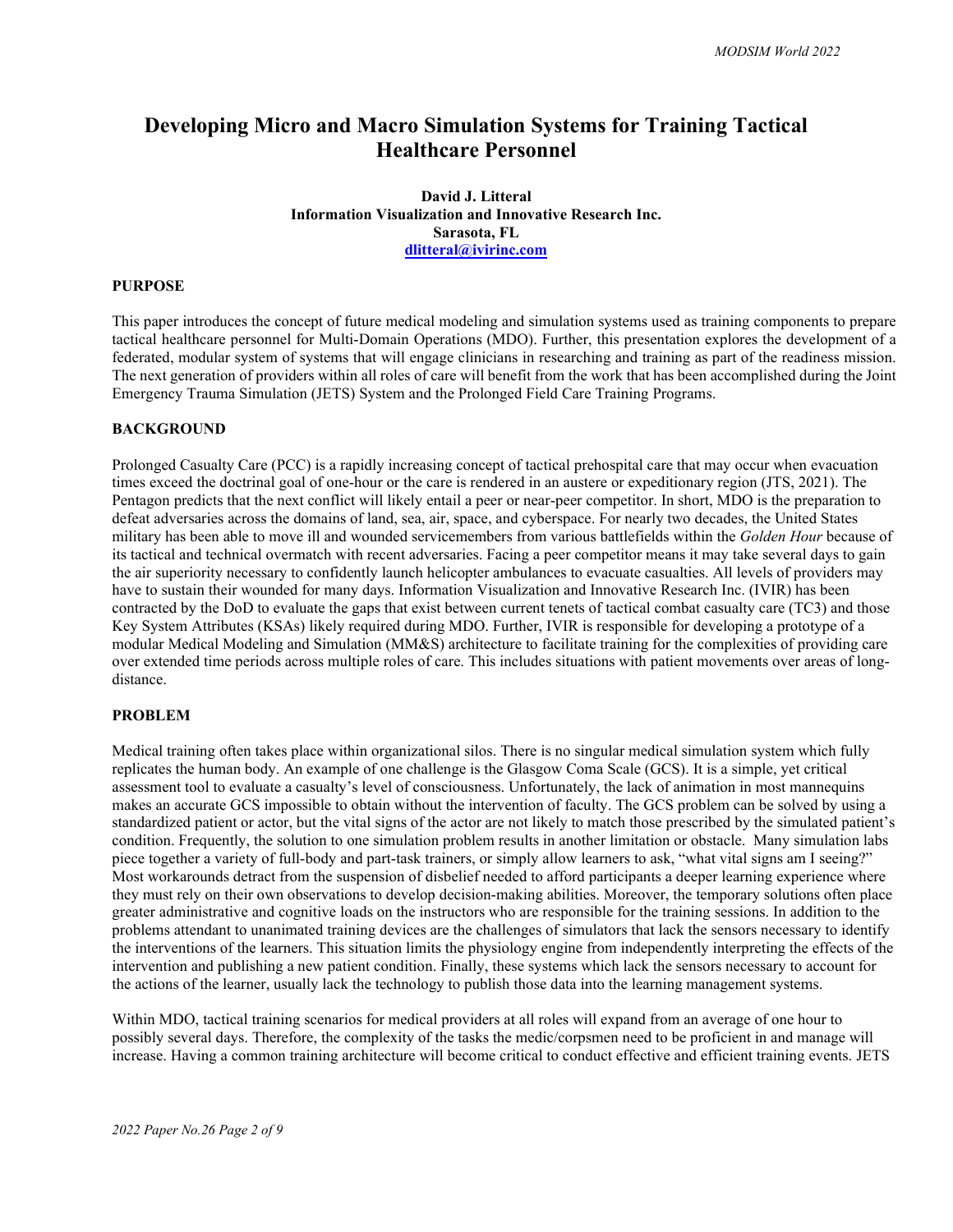# Developing Micro and Macro Simulation Systems for Training Tactical Healthcare Personnel

**David J. Litteral**
**Information Visualization and Innovative Research Inc.**
**Sarasota, FL**
**dlitteral@ivirinc.com**

## PURPOSE

This paper introduces the concept of future medical modeling and simulation systems used as training components to prepare tactical healthcare personnel for Multi-Domain Operations (MDO). Further, this presentation explores the development of a federated, modular system of systems that will engage clinicians in researching and training as part of the readiness mission. The next generation of providers within all roles of care will benefit from the work that has been accomplished during the Joint Emergency Trauma Simulation (JETS) System and the Prolonged Field Care Training Programs.

## BACKGROUND

Prolonged Casualty Care (PCC) is a rapidly increasing concept of tactical prehospital care that may occur when evacuation times exceed the doctrinal goal of one-hour or the care is rendered in an austere or expeditionary region (JTS, 2021). The Pentagon predicts that the next conflict will likely entail a peer or near-peer competitor. In short, MDO is the preparation to defeat adversaries across the domains of land, sea, air, space, and cyberspace. For nearly two decades, the United States military has been able to move ill and wounded servicemembers from various battlefields within the *Golden Hour* because of its tactical and technical overmatch with recent adversaries. Facing a peer competitor means it may take several days to gain the air superiority necessary to confidently launch helicopter ambulances to evacuate casualties. All levels of providers may have to sustain their wounded for many days. Information Visualization and Innovative Research Inc. (IVIR) has been contracted by the DoD to evaluate the gaps that exist between current tenets of tactical combat casualty care (TC3) and those Key System Attributes (KSAs) likely required during MDO. Further, IVIR is responsible for developing a prototype of a modular Medical Modeling and Simulation (MM&S) architecture to facilitate training for the complexities of providing care over extended time periods across multiple roles of care. This includes situations with patient movements over areas of long-distance.

## PROBLEM

Medical training often takes place within organizational silos. There is no singular medical simulation system which fully replicates the human body. An example of one challenge is the Glasgow Coma Scale (GCS). It is a simple, yet critical assessment tool to evaluate a casualty's level of consciousness. Unfortunately, the lack of animation in most mannequins makes an accurate GCS impossible to obtain without the intervention of faculty. The GCS problem can be solved by using a standardized patient or actor, but the vital signs of the actor are not likely to match those prescribed by the simulated patient's condition. Frequently, the solution to one simulation problem results in another limitation or obstacle. Many simulation labs piece together a variety of full-body and part-task trainers, or simply allow learners to ask, "what vital signs am I seeing?" Most workarounds detract from the suspension of disbelief needed to afford participants a deeper learning experience where they must rely on their own observations to develop decision-making abilities. Moreover, the temporary solutions often place greater administrative and cognitive loads on the instructors who are responsible for the training sessions. In addition to the problems attendant to unanimated training devices are the challenges of simulators that lack the sensors necessary to identify the interventions of the learners. This situation limits the physiology engine from independently interpreting the effects of the intervention and publishing a new patient condition. Finally, these systems which lack the sensors necessary to account for the actions of the learner, usually lack the technology to publish those data into the learning management systems.

Within MDO, tactical training scenarios for medical providers at all roles will expand from an average of one hour to possibly several days. Therefore, the complexity of the tasks the medic/corpsmen need to be proficient in and manage will increase. Having a common training architecture will become critical to conduct effective and efficient training events. JETS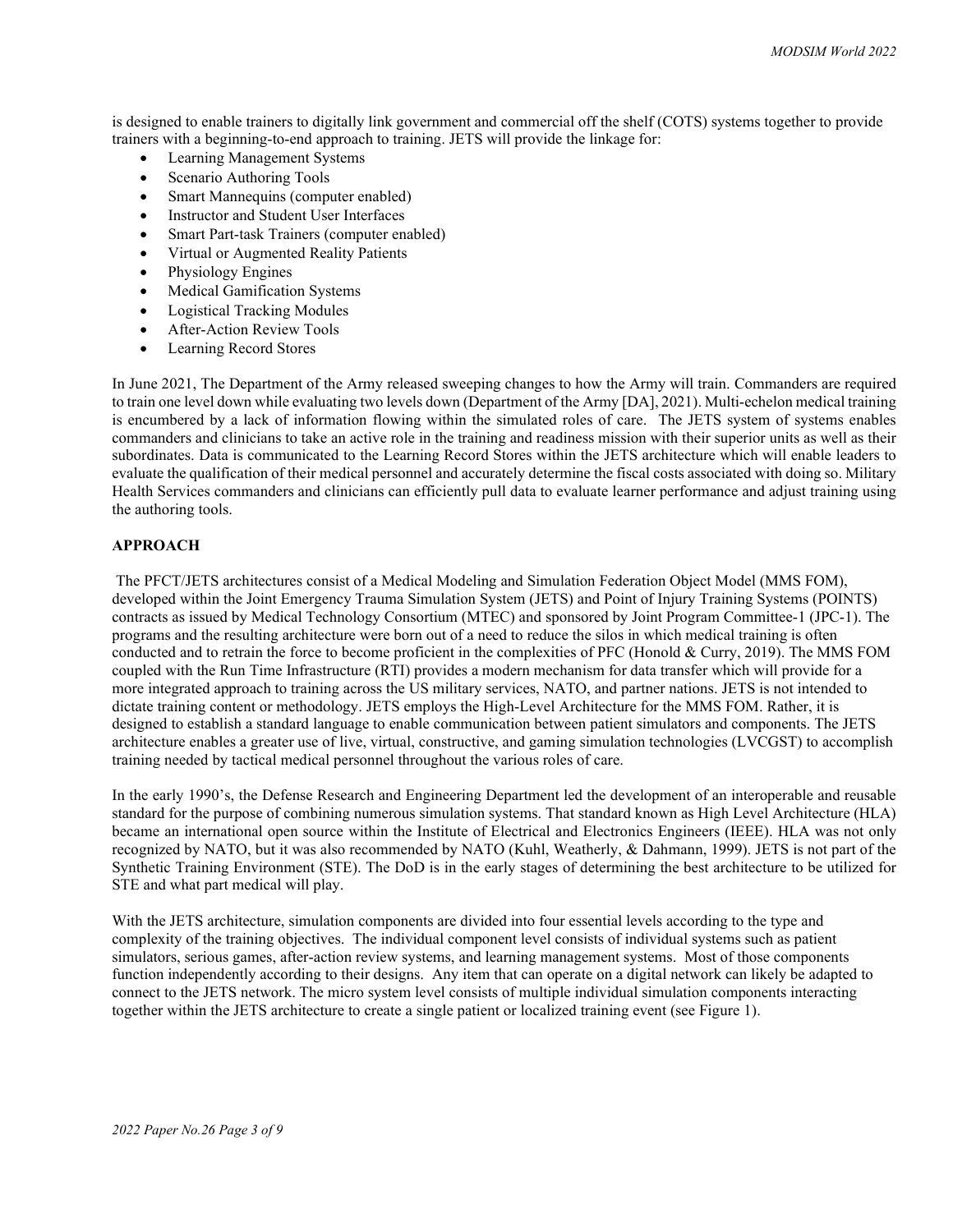is designed to enable trainers to digitally link government and commercial off the shelf (COTS) systems together to provide trainers with a beginning-to-end approach to training. JETS will provide the linkage for:

- Learning Management Systems
- Scenario Authoring Tools
- Smart Mannequins (computer enabled)
- Instructor and Student User Interfaces
- Smart Part-task Trainers (computer enabled)
- Virtual or Augmented Reality Patients
- Physiology Engines
- Medical Gamification Systems
- Logistical Tracking Modules
- After-Action Review Tools
- Learning Record Stores

In June 2021, The Department of the Army released sweeping changes to how the Army will train. Commanders are required to train one level down while evaluating two levels down (Department of the Army [DA], 2021). Multi-echelon medical training is encumbered by a lack of information flowing within the simulated roles of care. The JETS system of systems enables commanders and clinicians to take an active role in the training and readiness mission with their superior units as well as their subordinates. Data is communicated to the Learning Record Stores within the JETS architecture which will enable leaders to evaluate the qualification of their medical personnel and accurately determine the fiscal costs associated with doing so. Military Health Services commanders and clinicians can efficiently pull data to evaluate learner performance and adjust training using the authoring tools.

## APPROACH

The PFCT/JETS architectures consist of a Medical Modeling and Simulation Federation Object Model (MMS FOM), developed within the Joint Emergency Trauma Simulation System (JETS) and Point of Injury Training Systems (POINTS) contracts as issued by Medical Technology Consortium (MTEC) and sponsored by Joint Program Committee-1 (JPC-1). The programs and the resulting architecture were born out of a need to reduce the silos in which medical training is often conducted and to retrain the force to become proficient in the complexities of PFC (Honold & Curry, 2019). The MMS FOM coupled with the Run Time Infrastructure (RTI) provides a modern mechanism for data transfer which will provide for a more integrated approach to training across the US military services, NATO, and partner nations. JETS is not intended to dictate training content or methodology. JETS employs the High-Level Architecture for the MMS FOM. Rather, it is designed to establish a standard language to enable communication between patient simulators and components. The JETS architecture enables a greater use of live, virtual, constructive, and gaming simulation technologies (LVCGST) to accomplish training needed by tactical medical personnel throughout the various roles of care.

In the early 1990's, the Defense Research and Engineering Department led the development of an interoperable and reusable standard for the purpose of combining numerous simulation systems. That standard known as High Level Architecture (HLA) became an international open source within the Institute of Electrical and Electronics Engineers (IEEE). HLA was not only recognized by NATO, but it was also recommended by NATO (Kuhl, Weatherly, & Dahmann, 1999). JETS is not part of the Synthetic Training Environment (STE). The DoD is in the early stages of determining the best architecture to be utilized for STE and what part medical will play.

With the JETS architecture, simulation components are divided into four essential levels according to the type and complexity of the training objectives. The individual component level consists of individual systems such as patient simulators, serious games, after-action review systems, and learning management systems. Most of those components function independently according to their designs. Any item that can operate on a digital network can likely be adapted to connect to the JETS network. The micro system level consists of multiple individual simulation components interacting together within the JETS architecture to create a single patient or localized training event (see Figure 1).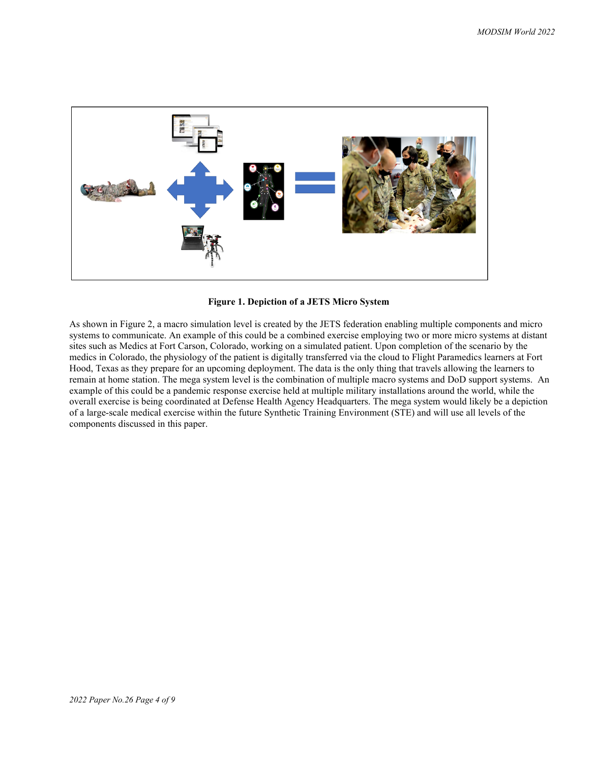**Figure 1. Depiction of a JETS Micro System**

As shown in Figure 2, a macro simulation level is created by the JETS federation enabling multiple components and micro systems to communicate. An example of this could be a combined exercise employing two or more micro systems at distant sites such as Medics at Fort Carson, Colorado, working on a simulated patient. Upon completion of the scenario by the medics in Colorado, the physiology of the patient is digitally transferred via the cloud to Flight Paramedics learners at Fort Hood, Texas as they prepare for an upcoming deployment. The data is the only thing that travels allowing the learners to remain at home station. The mega system level is the combination of multiple macro systems and DoD support systems. An example of this could be a pandemic response exercise held at multiple military installations around the world, while the overall exercise is being coordinated at Defense Health Agency Headquarters. The mega system would likely be a depiction of a large-scale medical exercise within the future Synthetic Training Environment (STE) and will use all levels of the components discussed in this paper.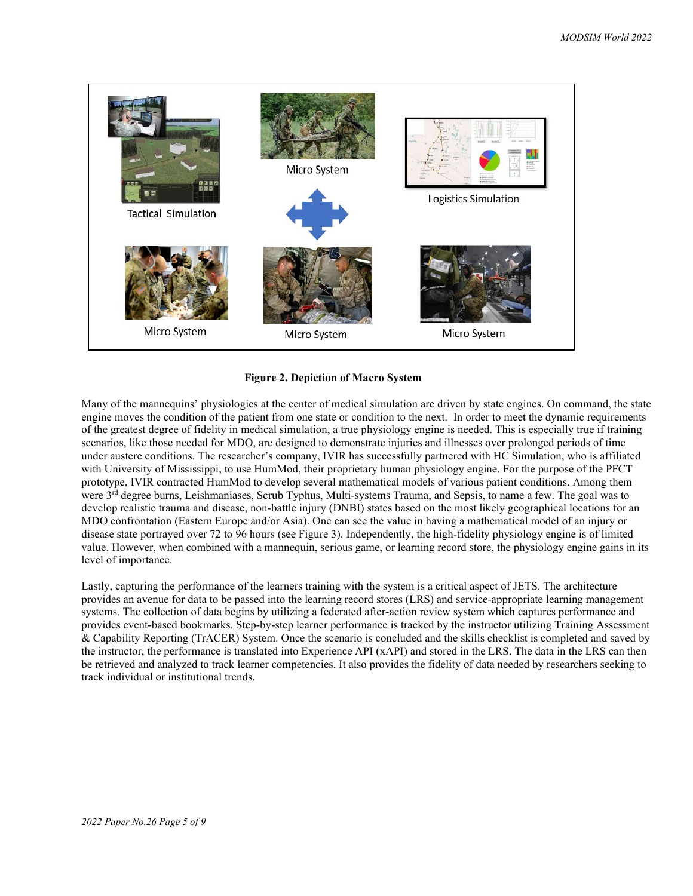**Figure 2. Depiction of Macro System**

Many of the mannequins' physiologies at the center of medical simulation are driven by state engines. On command, the state engine moves the condition of the patient from one state or condition to the next. In order to meet the dynamic requirements of the greatest degree of fidelity in medical simulation, a true physiology engine is needed. This is especially true if training scenarios, like those needed for MDO, are designed to demonstrate injuries and illnesses over prolonged periods of time under austere conditions. The researcher's company, IVIR has successfully partnered with HC Simulation, who is affiliated with University of Mississippi, to use HumMod, their proprietary human physiology engine. For the purpose of the PFCT prototype, IVIR contracted HumMod to develop several mathematical models of various patient conditions. Among them were 3rd degree burns, Leishmaniases, Scrub Typhus, Multi-systems Trauma, and Sepsis, to name a few. The goal was to develop realistic trauma and disease, non-battle injury (DNBI) states based on the most likely geographical locations for an MDO confrontation (Eastern Europe and/or Asia). One can see the value in having a mathematical model of an injury or disease state portrayed over 72 to 96 hours (see Figure 3). Independently, the high-fidelity physiology engine is of limited value. However, when combined with a mannequin, serious game, or learning record store, the physiology engine gains in its level of importance.

Lastly, capturing the performance of the learners training with the system is a critical aspect of JETS. The architecture provides an avenue for data to be passed into the learning record stores (LRS) and service-appropriate learning management systems. The collection of data begins by utilizing a federated after-action review system which captures performance and provides event-based bookmarks. Step-by-step learner performance is tracked by the instructor utilizing Training Assessment & Capability Reporting (TrACER) System. Once the scenario is concluded and the skills checklist is completed and saved by the instructor, the performance is translated into Experience API (xAPI) and stored in the LRS. The data in the LRS can then be retrieved and analyzed to track learner competencies. It also provides the fidelity of data needed by researchers seeking to track individual or institutional trends.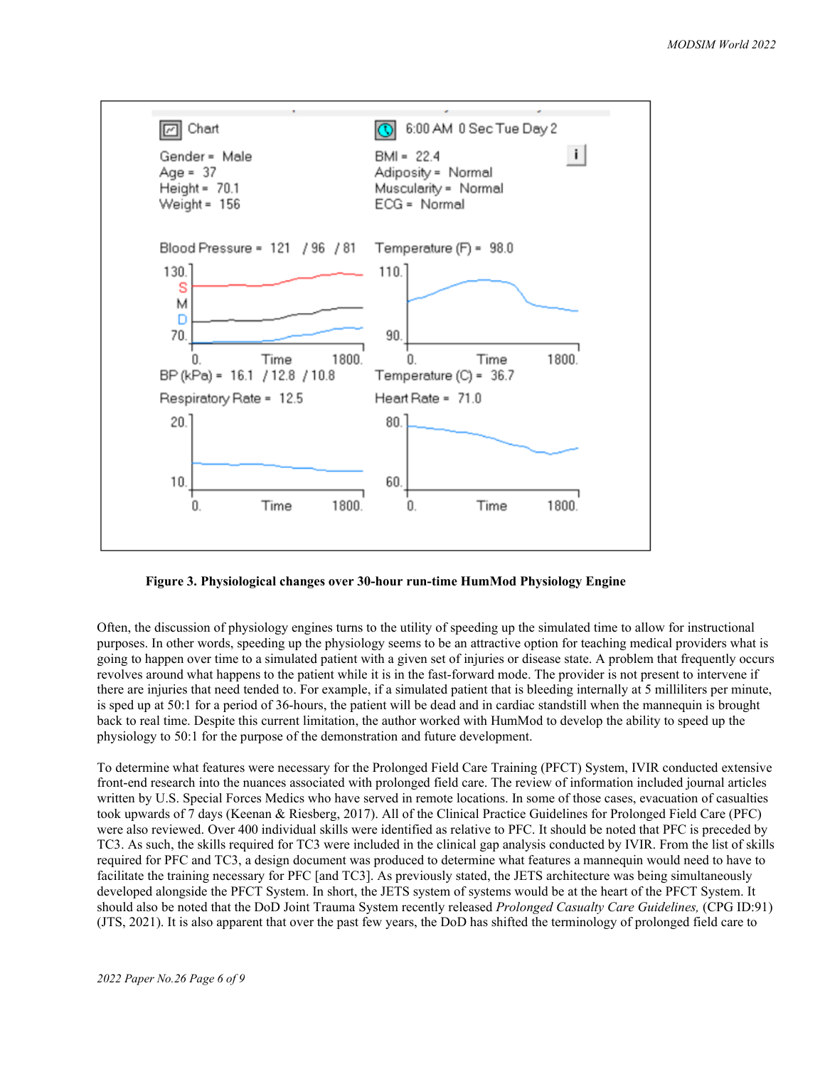Figure 3. Physiological changes over 30-hour run-time HumMod Physiology Engine

Often, the discussion of physiology engines turns to the utility of speeding up the simulated time to allow for instructional purposes. In other words, speeding up the physiology seems to be an attractive option for teaching medical providers what is going to happen over time to a simulated patient with a given set of injuries or disease state. A problem that frequently occurs revolves around what happens to the patient while it is in the fast-forward mode. The provider is not present to intervene if there are injuries that need tended to. For example, if a simulated patient that is bleeding internally at 5 milliliters per minute, is sped up at 50:1 for a period of 36-hours, the patient will be dead and in cardiac standstill when the mannequin is brought back to real time. Despite this current limitation, the author worked with HumMod to develop the ability to speed up the physiology to 50:1 for the purpose of the demonstration and future development.

To determine what features were necessary for the Prolonged Field Care Training (PFCT) System, IVIR conducted extensive front-end research into the nuances associated with prolonged field care. The review of information included journal articles written by U.S. Special Forces Medics who have served in remote locations. In some of those cases, evacuation of casualties took upwards of 7 days (Keenan & Riesberg, 2017). All of the Clinical Practice Guidelines for Prolonged Field Care (PFC) were also reviewed. Over 400 individual skills were identified as relative to PFC. It should be noted that PFC is preceded by TC3. As such, the skills required for TC3 were included in the clinical gap analysis conducted by IVIR. From the list of skills required for PFC and TC3, a design document was produced to determine what features a mannequin would need to have to facilitate the training necessary for PFC [and TC3]. As previously stated, the JETS architecture was being simultaneously developed alongside the PFCT System. In short, the JETS system of systems would be at the heart of the PFCT System. It should also be noted that the DoD Joint Trauma System recently released *Prolonged Casualty Care Guidelines,* (CPG ID:91) (JTS, 2021). It is also apparent that over the past few years, the DoD has shifted the terminology of prolonged field care to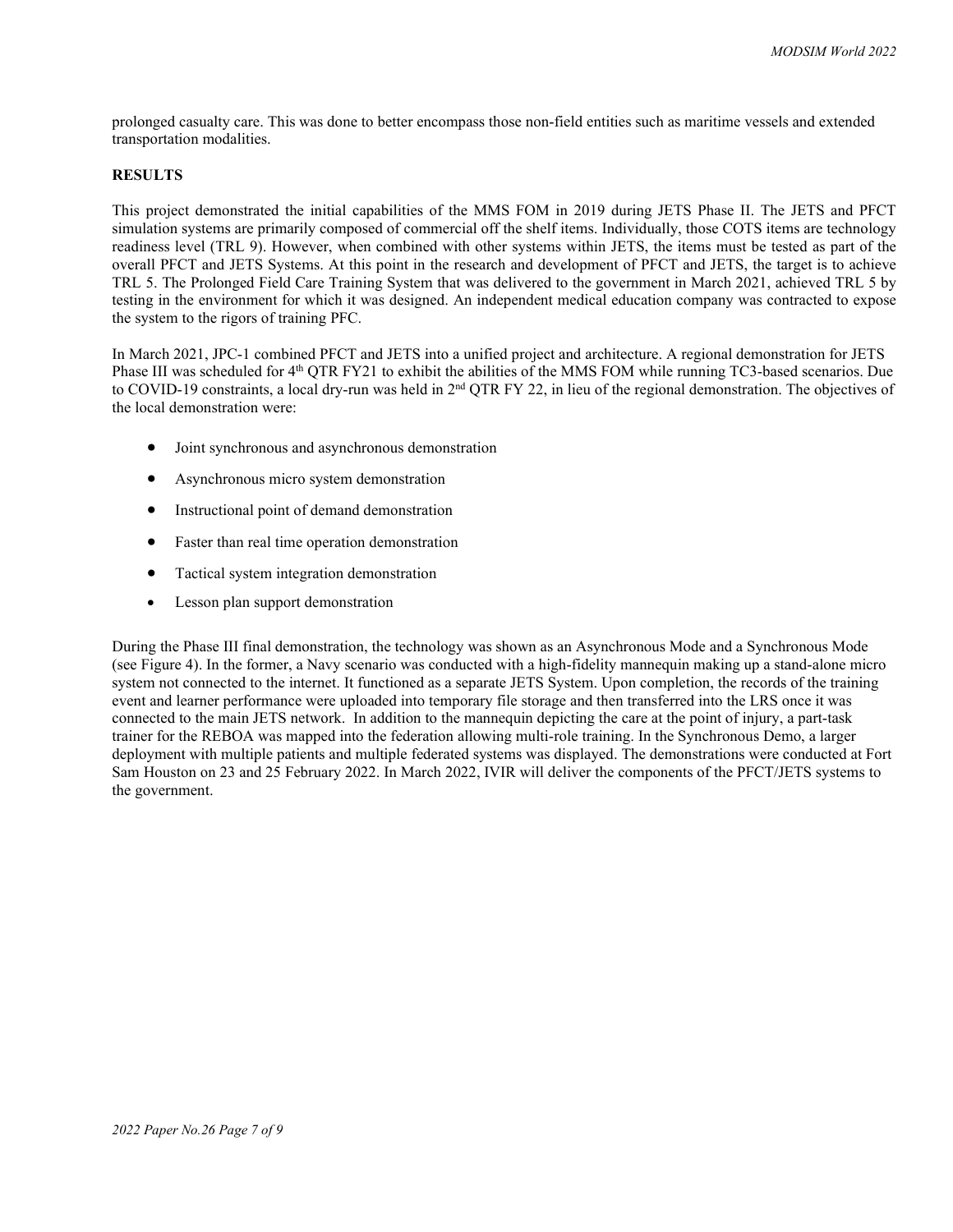prolonged casualty care. This was done to better encompass those non-field entities such as maritime vessels and extended transportation modalities.

## RESULTS

This project demonstrated the initial capabilities of the MMS FOM in 2019 during JETS Phase II. The JETS and PFCT simulation systems are primarily composed of commercial off the shelf items. Individually, those COTS items are technology readiness level (TRL 9). However, when combined with other systems within JETS, the items must be tested as part of the overall PFCT and JETS Systems. At this point in the research and development of PFCT and JETS, the target is to achieve TRL 5. The Prolonged Field Care Training System that was delivered to the government in March 2021, achieved TRL 5 by testing in the environment for which it was designed. An independent medical education company was contracted to expose the system to the rigors of training PFC.

In March 2021, JPC-1 combined PFCT and JETS into a unified project and architecture. A regional demonstration for JETS Phase III was scheduled for 4th QTR FY21 to exhibit the abilities of the MMS FOM while running TC3-based scenarios. Due to COVID-19 constraints, a local dry-run was held in 2nd QTR FY 22, in lieu of the regional demonstration. The objectives of the local demonstration were:

- Joint synchronous and asynchronous demonstration
- Asynchronous micro system demonstration
- Instructional point of demand demonstration
- Faster than real time operation demonstration
- Tactical system integration demonstration
- Lesson plan support demonstration

During the Phase III final demonstration, the technology was shown as an Asynchronous Mode and a Synchronous Mode (see Figure 4). In the former, a Navy scenario was conducted with a high-fidelity mannequin making up a stand-alone micro system not connected to the internet. It functioned as a separate JETS System. Upon completion, the records of the training event and learner performance were uploaded into temporary file storage and then transferred into the LRS once it was connected to the main JETS network. In addition to the mannequin depicting the care at the point of injury, a part-task trainer for the REBOA was mapped into the federation allowing multi-role training. In the Synchronous Demo, a larger deployment with multiple patients and multiple federated systems was displayed. The demonstrations were conducted at Fort Sam Houston on 23 and 25 February 2022. In March 2022, IVIR will deliver the components of the PFCT/JETS systems to the government.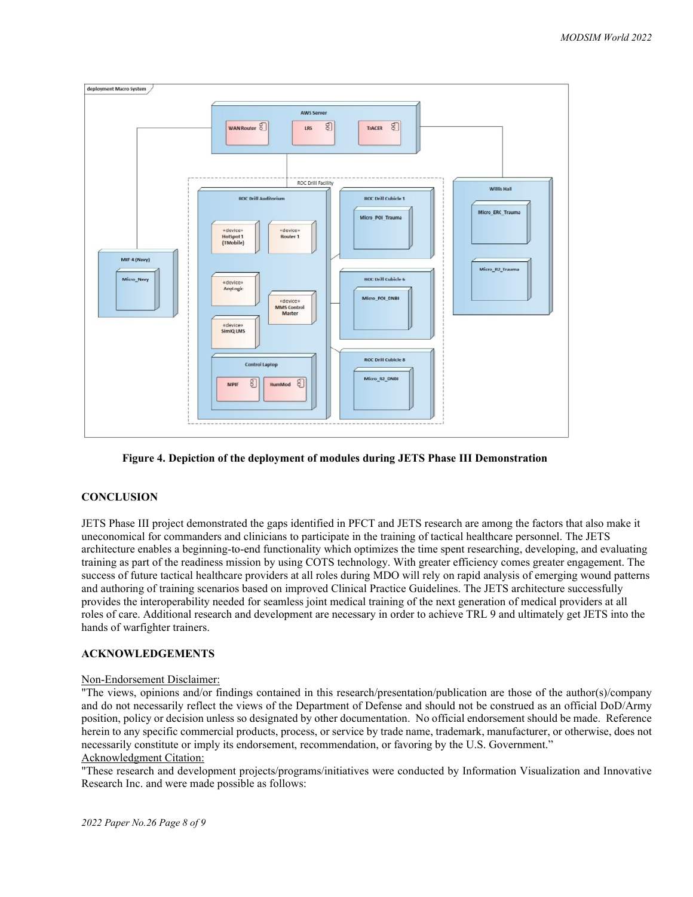**Figure 4. Depiction of the deployment of modules during JETS Phase III Demonstration**

## CONCLUSION

JETS Phase III project demonstrated the gaps identified in PFCT and JETS research are among the factors that also make it uneconomical for commanders and clinicians to participate in the training of tactical healthcare personnel. The JETS architecture enables a beginning-to-end functionality which optimizes the time spent researching, developing, and evaluating training as part of the readiness mission by using COTS technology. With greater efficiency comes greater engagement. The success of future tactical healthcare providers at all roles during MDO will rely on rapid analysis of emerging wound patterns and authoring of training scenarios based on improved Clinical Practice Guidelines. The JETS architecture successfully provides the interoperability needed for seamless joint medical training of the next generation of medical providers at all roles of care. Additional research and development are necessary in order to achieve TRL 9 and ultimately get JETS into the hands of warfighter trainers.

## ACKNOWLEDGEMENTS

Non-Endorsement Disclaimer:

"The views, opinions and/or findings contained in this research/presentation/publication are those of the author(s)/company and do not necessarily reflect the views of the Department of Defense and should not be construed as an official DoD/Army position, policy or decision unless so designated by other documentation. No official endorsement should be made. Reference herein to any specific commercial products, process, or service by trade name, trademark, manufacturer, or otherwise, does not necessarily constitute or imply its endorsement, recommendation, or favoring by the U.S. Government."

Acknowledgment Citation:

"These research and development projects/programs/initiatives were conducted by Information Visualization and Innovative Research Inc. and were made possible as follows: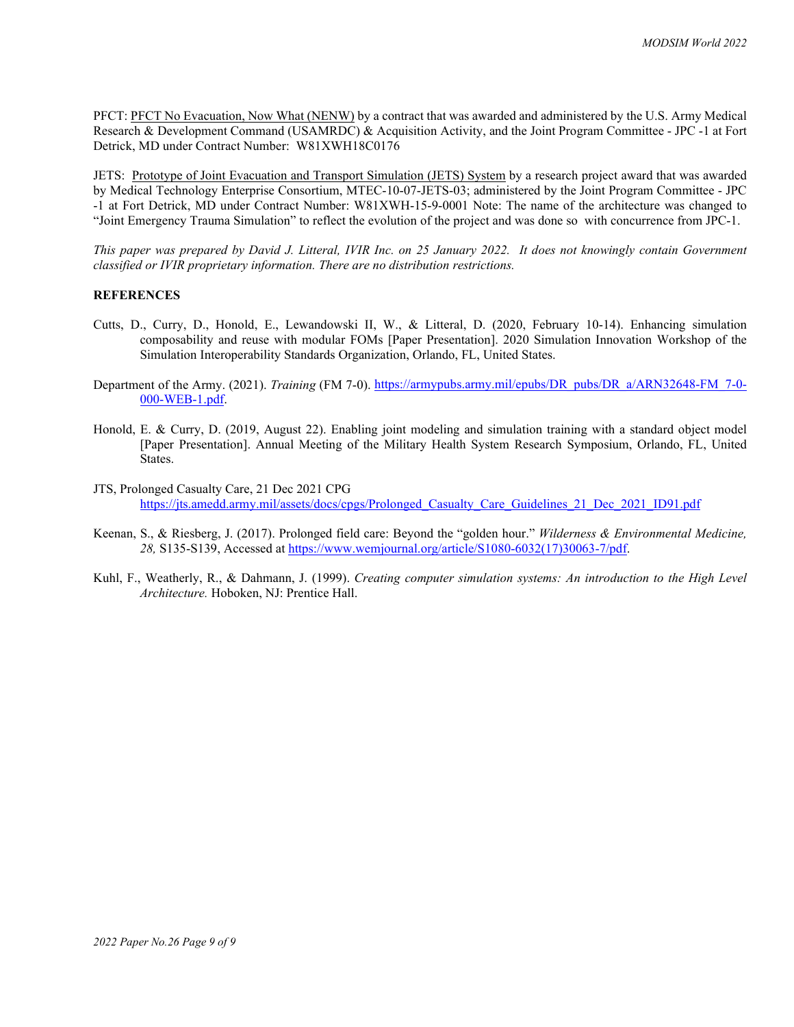PFCT: PFCT No Evacuation, Now What (NENW) by a contract that was awarded and administered by the U.S. Army Medical Research & Development Command (USAMRDC) & Acquisition Activity, and the Joint Program Committee - JPC -1 at Fort Detrick, MD under Contract Number: W81XWH18C0176

JETS: Prototype of Joint Evacuation and Transport Simulation (JETS) System by a research project award that was awarded by Medical Technology Enterprise Consortium, MTEC-10-07-JETS-03; administered by the Joint Program Committee - JPC -1 at Fort Detrick, MD under Contract Number: W81XWH-15-9-0001 Note: The name of the architecture was changed to "Joint Emergency Trauma Simulation" to reflect the evolution of the project and was done so with concurrence from JPC-1.

*This paper was prepared by David J. Litteral, IVIR Inc. on 25 January 2022. It does not knowingly contain Government classified or IVIR proprietary information. There are no distribution restrictions.*

**REFERENCES**

Cutts, D., Curry, D., Honold, E., Lewandowski II, W., & Litteral, D. (2020, February 10-14). Enhancing simulation composability and reuse with modular FOMs [Paper Presentation]. 2020 Simulation Innovation Workshop of the Simulation Interoperability Standards Organization, Orlando, FL, United States.

Department of the Army. (2021). *Training* (FM 7-0). https://armypubs.army.mil/epubs/DR_pubs/DR_a/ARN32648-FM_7-0-000-WEB-1.pdf.

Honold, E. & Curry, D. (2019, August 22). Enabling joint modeling and simulation training with a standard object model [Paper Presentation]. Annual Meeting of the Military Health System Research Symposium, Orlando, FL, United States.

JTS, Prolonged Casualty Care, 21 Dec 2021 CPG https://jts.amedd.army.mil/assets/docs/cpgs/Prolonged_Casualty_Care_Guidelines_21_Dec_2021_ID91.pdf

Keenan, S., & Riesberg, J. (2017). Prolonged field care: Beyond the "golden hour." *Wilderness & Environmental Medicine, 28,* S135-S139, Accessed at https://www.wemjournal.org/article/S1080-6032(17)30063-7/pdf.

Kuhl, F., Weatherly, R., & Dahmann, J. (1999). *Creating computer simulation systems: An introduction to the High Level Architecture.* Hoboken, NJ: Prentice Hall.